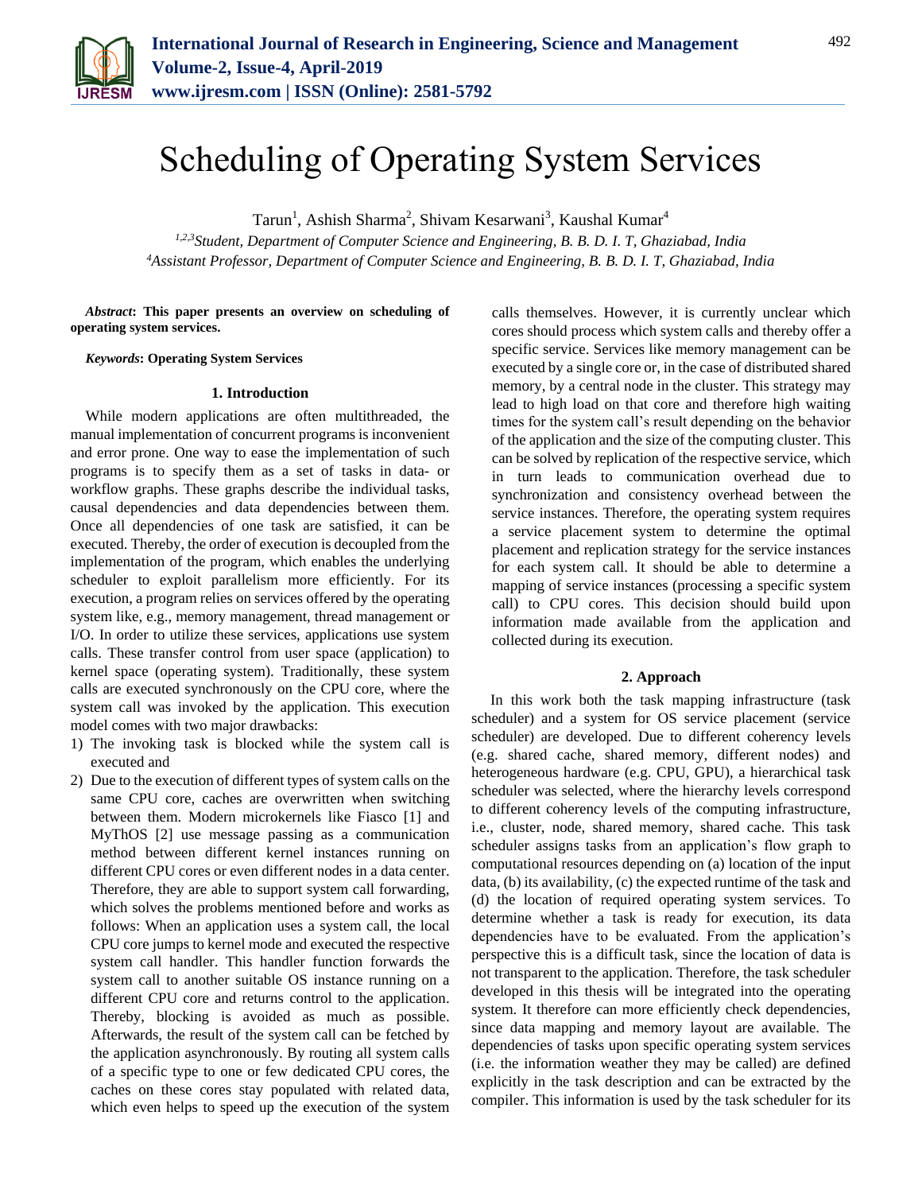# Scheduling of Operating System Services

Tarun[1], Ashish Sharma[2], Shivam Kesarwani[3], Kaushal Kumar[4]

[1,2,3]*Student, Department of Computer Science and Engineering, B. B. D. I. T, Ghaziabad, India*
[4]*Assistant Professor, Department of Computer Science and Engineering, B. B. D. I. T, Ghaziabad, India*

***Abstract*: This paper presents an overview on scheduling of operating system services.**

***Keywords*: Operating System Services**

## 1. Introduction

While modern applications are often multithreaded, the manual implementation of concurrent programs is inconvenient and error prone. One way to ease the implementation of such programs is to specify them as a set of tasks in data- or workflow graphs. These graphs describe the individual tasks, causal dependencies and data dependencies between them. Once all dependencies of one task are satisfied, it can be executed. Thereby, the order of execution is decoupled from the implementation of the program, which enables the underlying scheduler to exploit parallelism more efficiently. For its execution, a program relies on services offered by the operating system like, e.g., memory management, thread management or I/O. In order to utilize these services, applications use system calls. These transfer control from user space (application) to kernel space (operating system). Traditionally, these system calls are executed synchronously on the CPU core, where the system call was invoked by the application. This execution model comes with two major drawbacks:

1) The invoking task is blocked while the system call is executed and
2) Due to the execution of different types of system calls on the same CPU core, caches are overwritten when switching between them. Modern microkernels like Fiasco [1] and MyThOS [2] use message passing as a communication method between different kernel instances running on different CPU cores or even different nodes in a data center. Therefore, they are able to support system call forwarding, which solves the problems mentioned before and works as follows: When an application uses a system call, the local CPU core jumps to kernel mode and executed the respective system call handler. This handler function forwards the system call to another suitable OS instance running on a different CPU core and returns control to the application. Thereby, blocking is avoided as much as possible. Afterwards, the result of the system call can be fetched by the application asynchronously. By routing all system calls of a specific type to one or few dedicated CPU cores, the caches on these cores stay populated with related data, which even helps to speed up the execution of the system calls themselves. However, it is currently unclear which cores should process which system calls and thereby offer a specific service. Services like memory management can be executed by a single core or, in the case of distributed shared memory, by a central node in the cluster. This strategy may lead to high load on that core and therefore high waiting times for the system call's result depending on the behavior of the application and the size of the computing cluster. This can be solved by replication of the respective service, which in turn leads to communication overhead due to synchronization and consistency overhead between the service instances. Therefore, the operating system requires a service placement system to determine the optimal placement and replication strategy for the service instances for each system call. It should be able to determine a mapping of service instances (processing a specific system call) to CPU cores. This decision should build upon information made available from the application and collected during its execution.

## 2. Approach

In this work both the task mapping infrastructure (task scheduler) and a system for OS service placement (service scheduler) are developed. Due to different coherency levels (e.g. shared cache, shared memory, different nodes) and heterogeneous hardware (e.g. CPU, GPU), a hierarchical task scheduler was selected, where the hierarchy levels correspond to different coherency levels of the computing infrastructure, i.e., cluster, node, shared memory, shared cache. This task scheduler assigns tasks from an application's flow graph to computational resources depending on (a) location of the input data, (b) its availability, (c) the expected runtime of the task and (d) the location of required operating system services. To determine whether a task is ready for execution, its data dependencies have to be evaluated. From the application's perspective this is a difficult task, since the location of data is not transparent to the application. Therefore, the task scheduler developed in this thesis will be integrated into the operating system. It therefore can more efficiently check dependencies, since data mapping and memory layout are available. The dependencies of tasks upon specific operating system services (i.e. the information weather they may be called) are defined explicitly in the task description and can be extracted by the compiler. This information is used by the task scheduler for its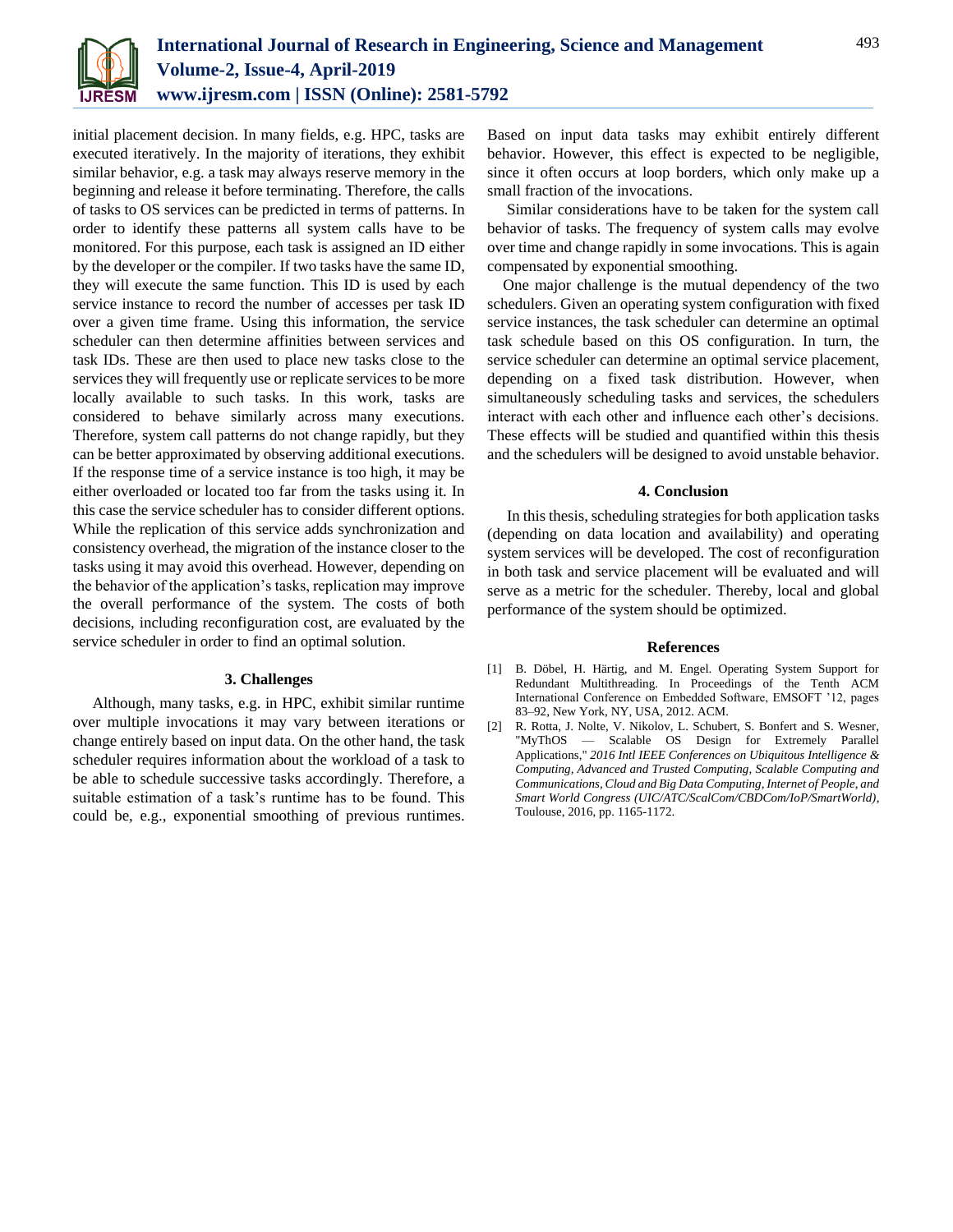initial placement decision. In many fields, e.g. HPC, tasks are executed iteratively. In the majority of iterations, they exhibit similar behavior, e.g. a task may always reserve memory in the beginning and release it before terminating. Therefore, the calls of tasks to OS services can be predicted in terms of patterns. In order to identify these patterns all system calls have to be monitored. For this purpose, each task is assigned an ID either by the developer or the compiler. If two tasks have the same ID, they will execute the same function. This ID is used by each service instance to record the number of accesses per task ID over a given time frame. Using this information, the service scheduler can then determine affinities between services and task IDs. These are then used to place new tasks close to the services they will frequently use or replicate services to be more locally available to such tasks. In this work, tasks are considered to behave similarly across many executions. Therefore, system call patterns do not change rapidly, but they can be better approximated by observing additional executions. If the response time of a service instance is too high, it may be either overloaded or located too far from the tasks using it. In this case the service scheduler has to consider different options. While the replication of this service adds synchronization and consistency overhead, the migration of the instance closer to the tasks using it may avoid this overhead. However, depending on the behavior of the application's tasks, replication may improve the overall performance of the system. The costs of both decisions, including reconfiguration cost, are evaluated by the service scheduler in order to find an optimal solution.

## 3. Challenges

Although, many tasks, e.g. in HPC, exhibit similar runtime over multiple invocations it may vary between iterations or change entirely based on input data. On the other hand, the task scheduler requires information about the workload of a task to be able to schedule successive tasks accordingly. Therefore, a suitable estimation of a task's runtime has to be found. This could be, e.g., exponential smoothing of previous runtimes. Based on input data tasks may exhibit entirely different behavior. However, this effect is expected to be negligible, since it often occurs at loop borders, which only make up a small fraction of the invocations.

Similar considerations have to be taken for the system call behavior of tasks. The frequency of system calls may evolve over time and change rapidly in some invocations. This is again compensated by exponential smoothing.

One major challenge is the mutual dependency of the two schedulers. Given an operating system configuration with fixed service instances, the task scheduler can determine an optimal task schedule based on this OS configuration. In turn, the service scheduler can determine an optimal service placement, depending on a fixed task distribution. However, when simultaneously scheduling tasks and services, the schedulers interact with each other and influence each other's decisions. These effects will be studied and quantified within this thesis and the schedulers will be designed to avoid unstable behavior.

## 4. Conclusion

In this thesis, scheduling strategies for both application tasks (depending on data location and availability) and operating system services will be developed. The cost of reconfiguration in both task and service placement will be evaluated and will serve as a metric for the scheduler. Thereby, local and global performance of the system should be optimized.

## References

[1] B. Döbel, H. Härtig, and M. Engel. Operating System Support for Redundant Multithreading. In Proceedings of the Tenth ACM International Conference on Embedded Software, EMSOFT '12, pages 83–92, New York, NY, USA, 2012. ACM.

[2] R. Rotta, J. Nolte, V. Nikolov, L. Schubert, S. Bonfert and S. Wesner, "MyThOS — Scalable OS Design for Extremely Parallel Applications," *2016 Intl IEEE Conferences on Ubiquitous Intelligence & Computing, Advanced and Trusted Computing, Scalable Computing and Communications, Cloud and Big Data Computing, Internet of People, and Smart World Congress (UIC/ATC/ScalCom/CBDCom/IoP/SmartWorld)*, Toulouse, 2016, pp. 1165-1172.